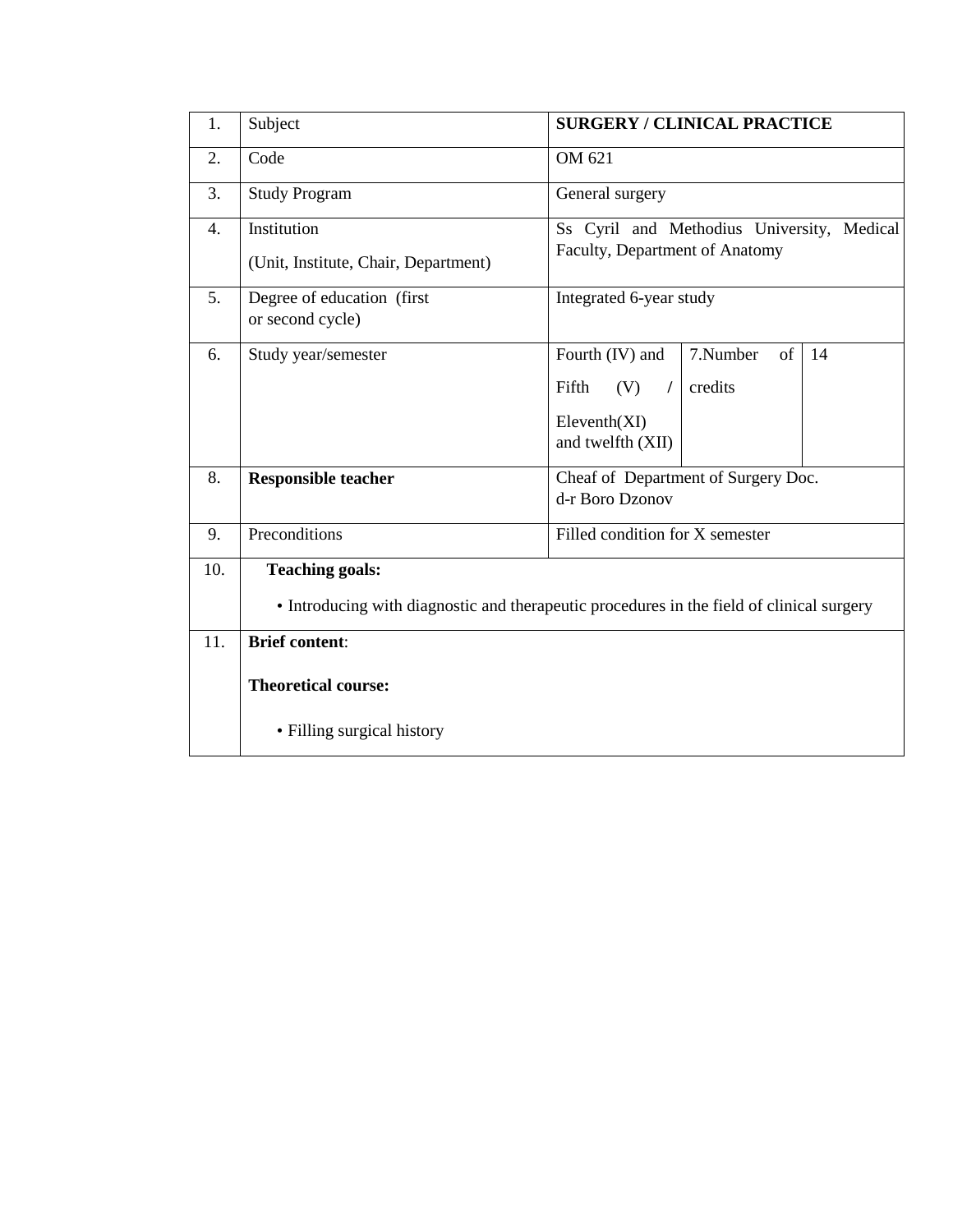| 1. | Subject | **SURGERY / CLINICAL PRACTICE** | | |
|---|---|---|---|---|
| 2. | Code | OM 621 | | |
| 3. | Study Program | General surgery | | |
| 4. | Institution<br><br>(Unit, Institute, Chair, Department) | Ss Cyril and Methodius University, Medical Faculty, Department of Anatomy | | |
| 5. | Degree of education (first or second cycle) | Integrated 6-year study | | |
| 6. | Study year/semester | Fourth (IV) and Fifth (V) / Eleventh(XI) and twelfth (XII) | 7.Number of credits | 14 |
| 8. | **Responsible teacher** | Cheaf of Department of Surgery Doc. d-r Boro Dzonov | | |
| 9. | Preconditions | Filled condition for X semester | | |
| 10. | **Teaching goals:**<br><br>• Introducing with diagnostic and therapeutic procedures in the field of clinical surgery | | | |
| 11. | **Brief content**:<br><br>**Theoretical course:**<br><br>• Filling surgical history | | | |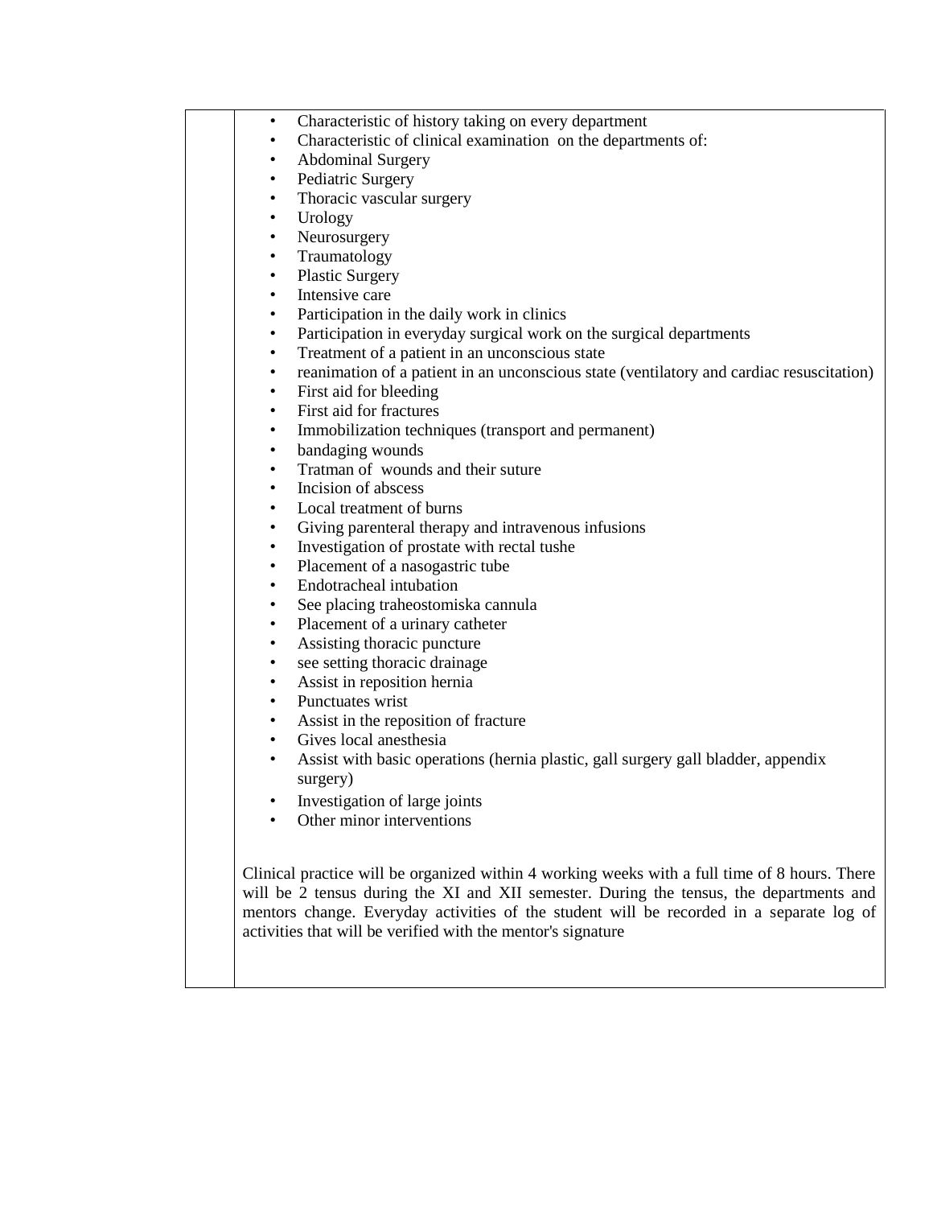| | • Characteristic of history taking on every department<br>• Characteristic of clinical examination on the departments of:<br>• Abdominal Surgery<br>• Pediatric Surgery<br>• Thoracic vascular surgery<br>• Urology<br>• Neurosurgery<br>• Traumatology<br>• Plastic Surgery<br>• Intensive care<br>• Participation in the daily work in clinics<br>• Participation in everyday surgical work on the surgical departments<br>• Treatment of a patient in an unconscious state<br>• reanimation of a patient in an unconscious state (ventilatory and cardiac resuscitation)<br>• First aid for bleeding<br>• First aid for fractures<br>• Immobilization techniques (transport and permanent)<br>• bandaging wounds<br>• Tratman of wounds and their suture<br>• Incision of abscess<br>• Local treatment of burns<br>• Giving parenteral therapy and intravenous infusions<br>• Investigation of prostate with rectal tushe<br>• Placement of a nasogastric tube<br>• Endotracheal intubation<br>• See placing traheostomiska cannula<br>• Placement of a urinary catheter<br>• Assisting thoracic puncture<br>• see setting thoracic drainage<br>• Assist in reposition hernia<br>• Punctuates wrist<br>• Assist in the reposition of fracture<br>• Gives local anesthesia<br>• Assist with basic operations (hernia plastic, gall surgery gall bladder, appendix surgery)<br>• Investigation of large joints<br>• Other minor interventions<br><br>Clinical practice will be organized within 4 working weeks with a full time of 8 hours. There will be 2 tensus during the XI and XII semester. During the tensus, the departments and mentors change. Everyday activities of the student will be recorded in a separate log of activities that will be verified with the mentor's signature |
|---|---|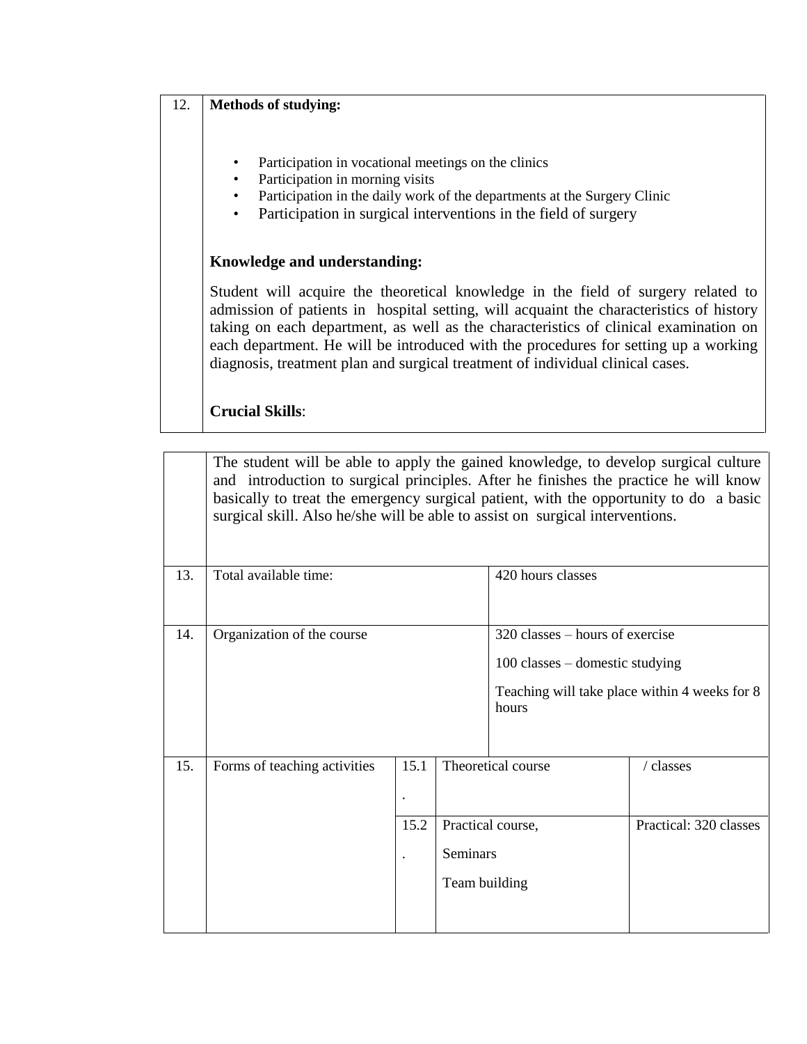| 12. | **Methods of studying:**<br><br>• Participation in vocational meetings on the clinics<br>• Participation in morning visits<br>• Participation in the daily work of the departments at the Surgery Clinic<br>• Participation in surgical interventions in the field of surgery<br><br>**Knowledge and understanding:**<br><br>Student will acquire the theoretical knowledge in the field of surgery related to admission of patients in hospital setting, will acquaint the characteristics of history taking on each department, as well as the characteristics of clinical examination on each department. He will be introduced with the procedures for setting up a working diagnosis, treatment plan and surgical treatment of individual clinical cases.<br><br>**Crucial Skills**:<br><br>The student will be able to apply the gained knowledge, to develop surgical culture and introduction to surgical principles. After he finishes the practice he will know basically to treat the emergency surgical patient, with the opportunity to do a basic surgical skill. Also he/she will be able to assist on surgical interventions. | | | |
|---|---|---|---|---|
| 13. | Total available time: | | 420 hours classes | |
| 14. | Organization of the course | | 320 classes – hours of exercise<br><br>100 classes – domestic studying<br><br>Teaching will take place within 4 weeks for 8 hours | |
| 15. | Forms of teaching activities | 15.1. | Theoretical course | / classes |
| | | 15.2. | Practical course,<br><br>Seminars<br><br>Team building | Practical: 320 classes |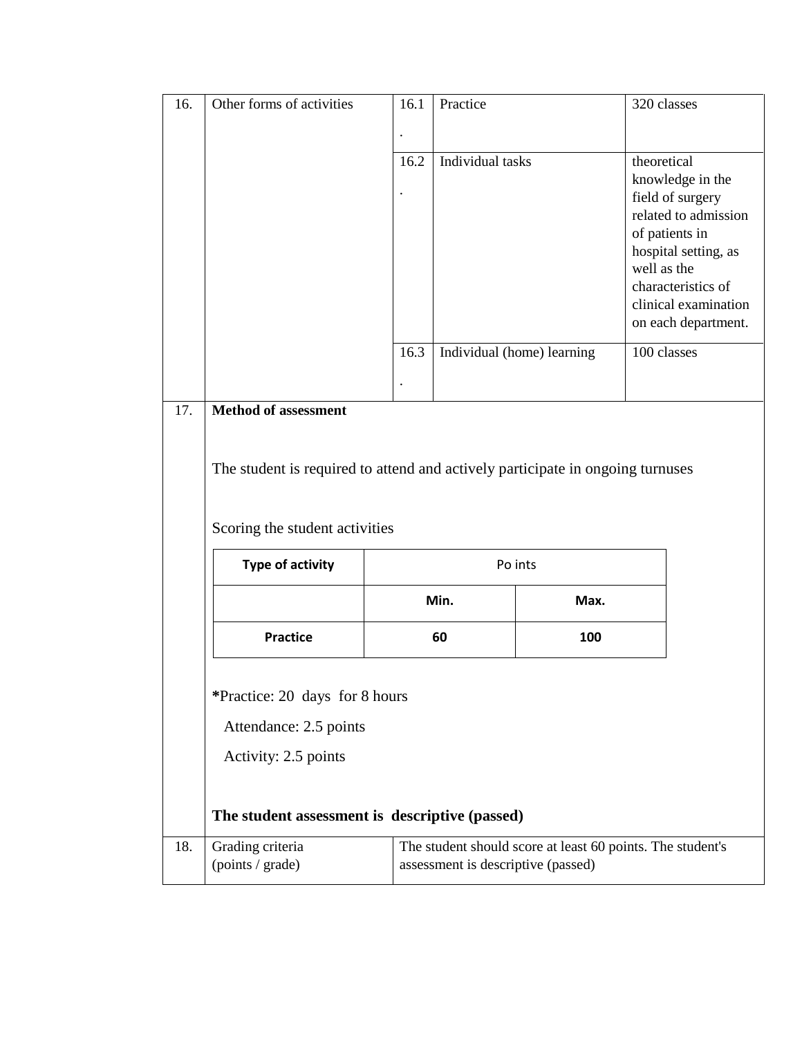| 16. | Other forms of activities | 16.1. | Practice | 320 classes |
|---|---|---|---|---|
| | | 16.2. | Individual tasks | theoretical knowledge in the field of surgery related to admission of patients in hospital setting, as well as the characteristics of clinical examination on each department. |
| | | 16.3. | Individual (home) learning | 100 classes |

**17. Method of assessment**

The student is required to attend and actively participate in ongoing turnuses

Scoring the student activities

| Type of activity | Po ints | |
|---|---|---|
| | **Min.** | **Max.** |
| **Practice** | **60** | **100** |

***Practice: 20 days for 8 hours**

Attendance: 2.5 points

Activity: 2.5 points

**The student assessment is descriptive (passed)**

| 18. | Grading criteria (points / grade) | The student should score at least 60 points. The student's assessment is descriptive (passed) |
|---|---|---|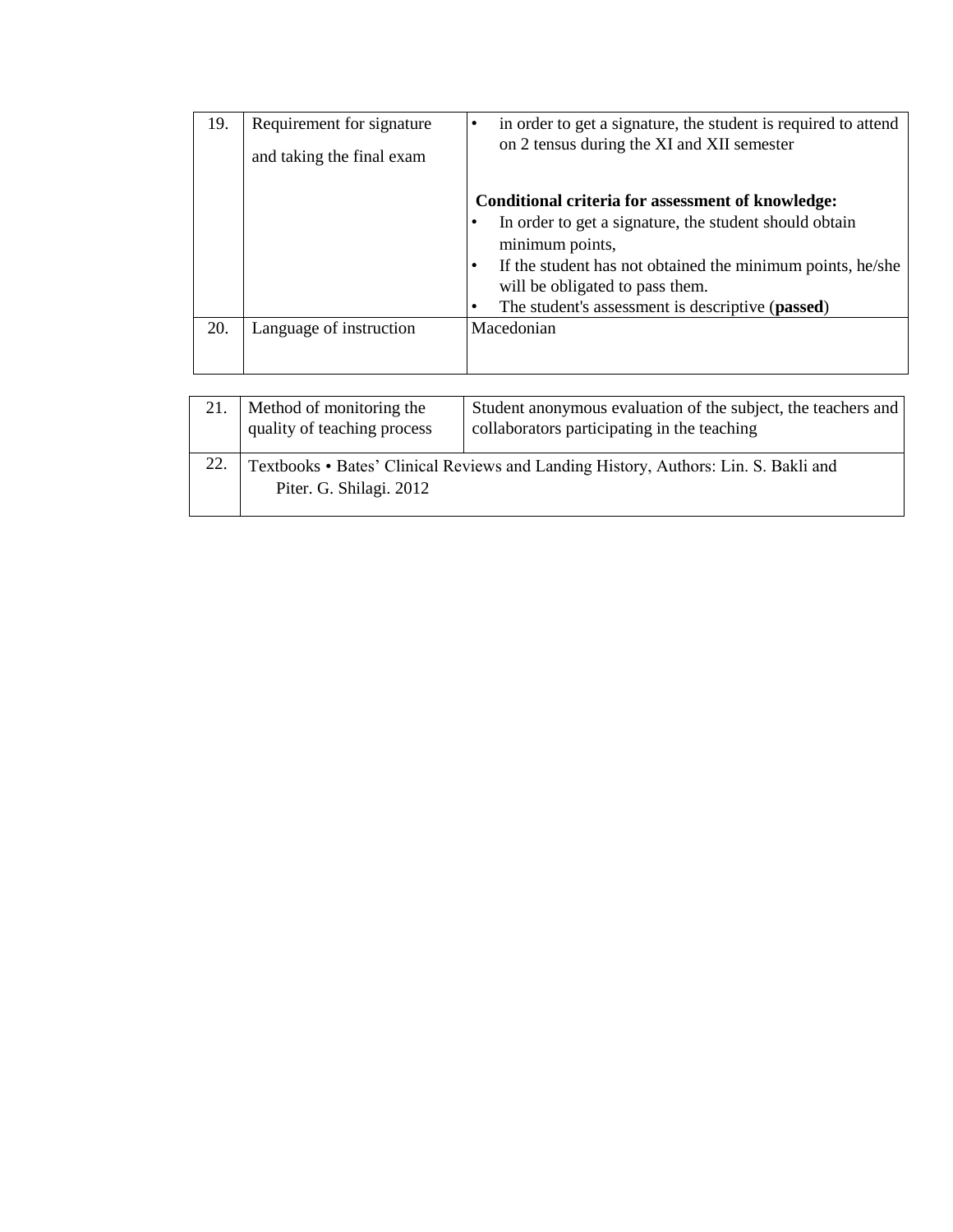| | | |
|---|---|---|
| 19. | Requirement for signature and taking the final exam | • in order to get a signature, the student is required to attend on 2 tensus during the XI and XII semester<br><br>**Conditional criteria for assessment of knowledge:**<br>• In order to get a signature, the student should obtain minimum points,<br>• If the student has not obtained the minimum points, he/she will be obligated to pass them.<br>• The student's assessment is descriptive (**passed**) |
| 20. | Language of instruction | Macedonian |

| | | |
|---|---|---|
| 21. | Method of monitoring the quality of teaching process | Student anonymous evaluation of the subject, the teachers and collaborators participating in the teaching |
| 22. | Textbooks • Bates' Clinical Reviews and Landing History, Authors: Lin. S. Bakli and Piter. G. Shilagi. 2012 | |